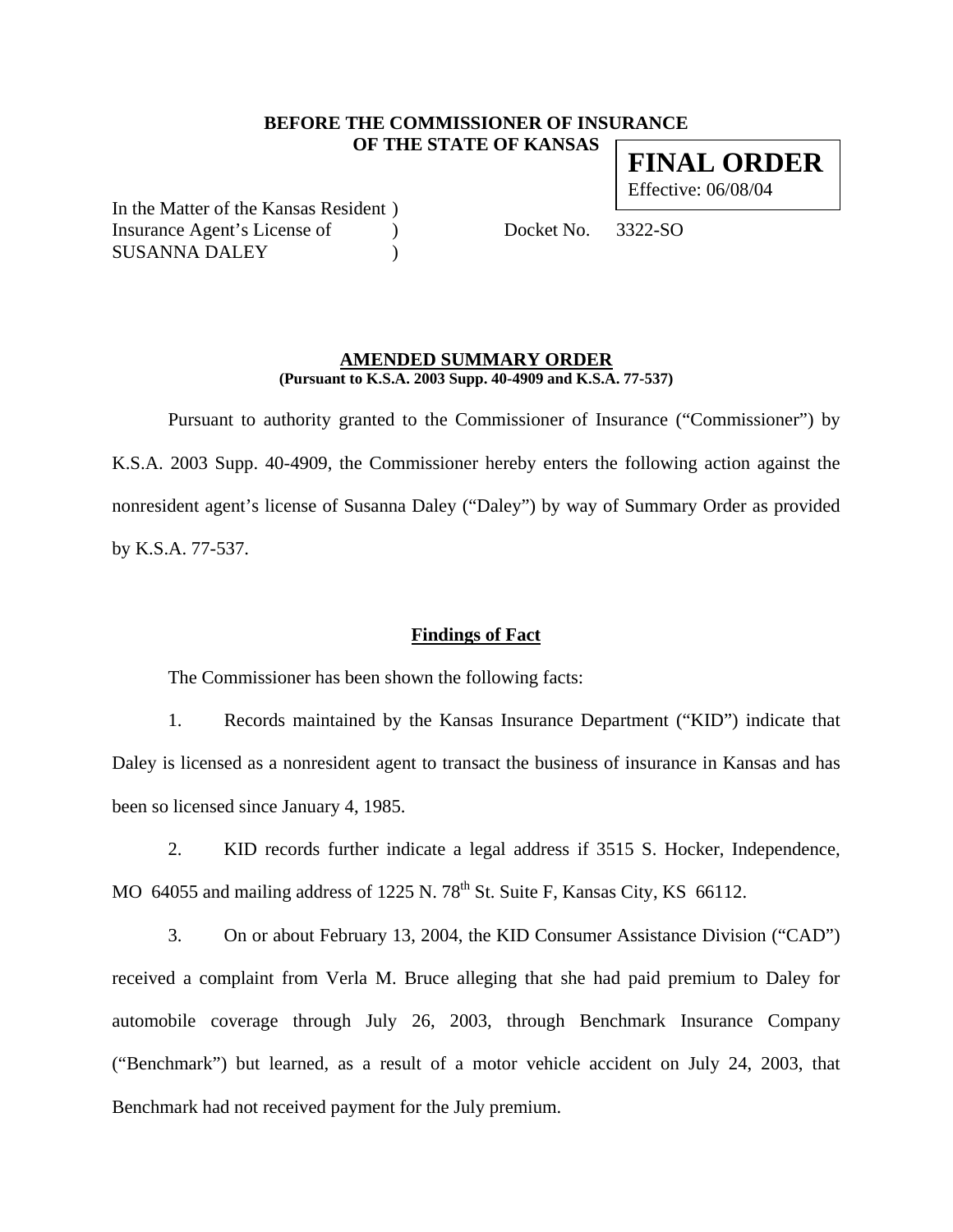**BEFORE THE COMMISSIONER OF INSURANCE OF THE STATE OF KANSAS**

**FINAL ORDER**
Effective: 06/08/04

In the Matter of the Kansas Resident )
Insurance Agent's License of )
SUSANNA DALEY )

Docket No. 3322-SO

## AMENDED SUMMARY ORDER

**(Pursuant to K.S.A. 2003 Supp. 40-4909 and K.S.A. 77-537)**

Pursuant to authority granted to the Commissioner of Insurance ("Commissioner") by K.S.A. 2003 Supp. 40-4909, the Commissioner hereby enters the following action against the nonresident agent's license of Susanna Daley ("Daley") by way of Summary Order as provided by K.S.A. 77-537.

### Findings of Fact

The Commissioner has been shown the following facts:

1. Records maintained by the Kansas Insurance Department ("KID") indicate that Daley is licensed as a nonresident agent to transact the business of insurance in Kansas and has been so licensed since January 4, 1985.

2. KID records further indicate a legal address if 3515 S. Hocker, Independence, MO 64055 and mailing address of 1225 N. 78th St. Suite F, Kansas City, KS 66112.

3. On or about February 13, 2004, the KID Consumer Assistance Division ("CAD") received a complaint from Verla M. Bruce alleging that she had paid premium to Daley for automobile coverage through July 26, 2003, through Benchmark Insurance Company ("Benchmark") but learned, as a result of a motor vehicle accident on July 24, 2003, that Benchmark had not received payment for the July premium.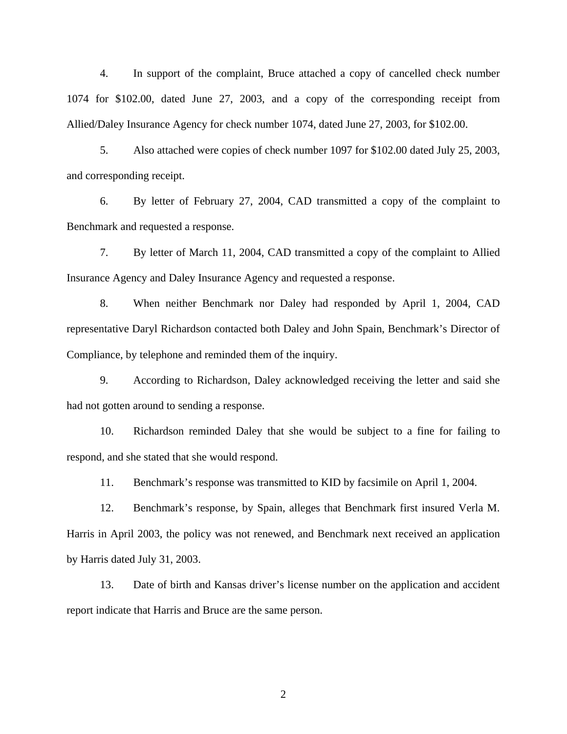4. In support of the complaint, Bruce attached a copy of cancelled check number 1074 for $102.00, dated June 27, 2003, and a copy of the corresponding receipt from Allied/Daley Insurance Agency for check number 1074, dated June 27, 2003, for $102.00.

5. Also attached were copies of check number 1097 for $102.00 dated July 25, 2003, and corresponding receipt.

6. By letter of February 27, 2004, CAD transmitted a copy of the complaint to Benchmark and requested a response.

7. By letter of March 11, 2004, CAD transmitted a copy of the complaint to Allied Insurance Agency and Daley Insurance Agency and requested a response.

8. When neither Benchmark nor Daley had responded by April 1, 2004, CAD representative Daryl Richardson contacted both Daley and John Spain, Benchmark's Director of Compliance, by telephone and reminded them of the inquiry.

9. According to Richardson, Daley acknowledged receiving the letter and said she had not gotten around to sending a response.

10. Richardson reminded Daley that she would be subject to a fine for failing to respond, and she stated that she would respond.

11. Benchmark's response was transmitted to KID by facsimile on April 1, 2004.

12. Benchmark's response, by Spain, alleges that Benchmark first insured Verla M. Harris in April 2003, the policy was not renewed, and Benchmark next received an application by Harris dated July 31, 2003.

13. Date of birth and Kansas driver's license number on the application and accident report indicate that Harris and Bruce are the same person.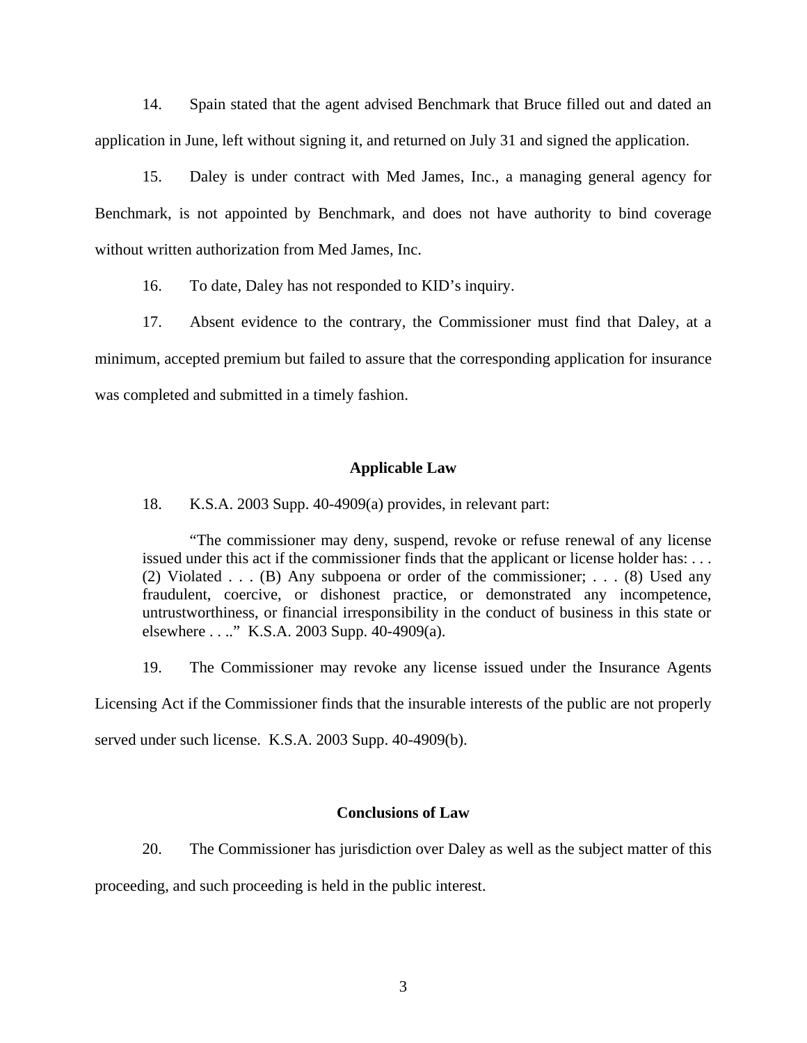14. Spain stated that the agent advised Benchmark that Bruce filled out and dated an application in June, left without signing it, and returned on July 31 and signed the application.

15. Daley is under contract with Med James, Inc., a managing general agency for Benchmark, is not appointed by Benchmark, and does not have authority to bind coverage without written authorization from Med James, Inc.

16. To date, Daley has not responded to KID's inquiry.

17. Absent evidence to the contrary, the Commissioner must find that Daley, at a minimum, accepted premium but failed to assure that the corresponding application for insurance was completed and submitted in a timely fashion.

## Applicable Law

18. K.S.A. 2003 Supp. 40-4909(a) provides, in relevant part:

> "The commissioner may deny, suspend, revoke or refuse renewal of any license issued under this act if the commissioner finds that the applicant or license holder has: . . . (2) Violated . . . (B) Any subpoena or order of the commissioner; . . . (8) Used any fraudulent, coercive, or dishonest practice, or demonstrated any incompetence, untrustworthiness, or financial irresponsibility in the conduct of business in this state or elsewhere . . .." K.S.A. 2003 Supp. 40-4909(a).

19. The Commissioner may revoke any license issued under the Insurance Agents Licensing Act if the Commissioner finds that the insurable interests of the public are not properly served under such license. K.S.A. 2003 Supp. 40-4909(b).

## Conclusions of Law

20. The Commissioner has jurisdiction over Daley as well as the subject matter of this proceeding, and such proceeding is held in the public interest.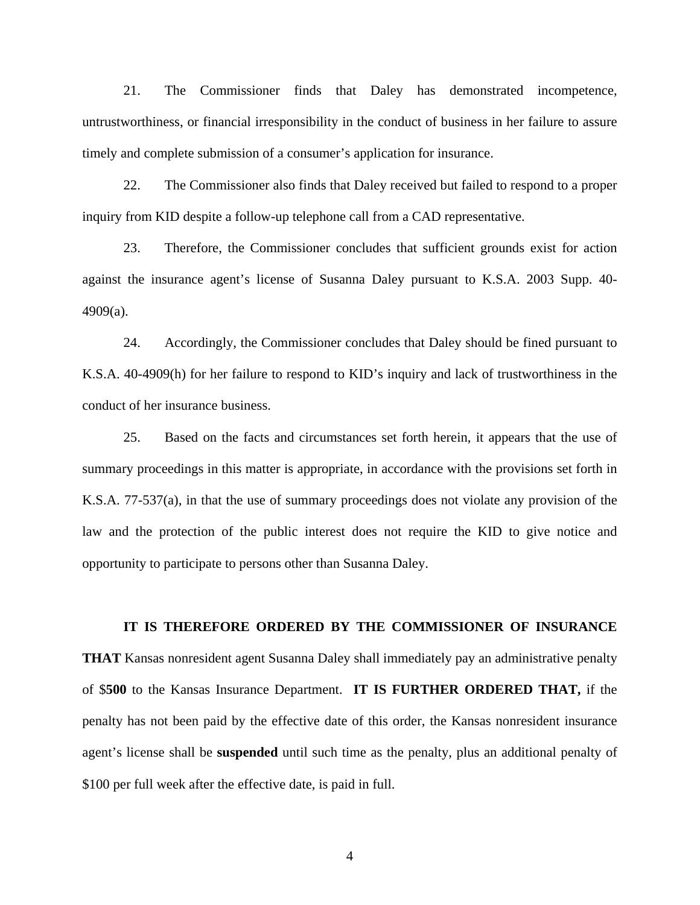21. The Commissioner finds that Daley has demonstrated incompetence, untrustworthiness, or financial irresponsibility in the conduct of business in her failure to assure timely and complete submission of a consumer's application for insurance.

22. The Commissioner also finds that Daley received but failed to respond to a proper inquiry from KID despite a follow-up telephone call from a CAD representative.

23. Therefore, the Commissioner concludes that sufficient grounds exist for action against the insurance agent's license of Susanna Daley pursuant to K.S.A. 2003 Supp. 40-4909(a).

24. Accordingly, the Commissioner concludes that Daley should be fined pursuant to K.S.A. 40-4909(h) for her failure to respond to KID's inquiry and lack of trustworthiness in the conduct of her insurance business.

25. Based on the facts and circumstances set forth herein, it appears that the use of summary proceedings in this matter is appropriate, in accordance with the provisions set forth in K.S.A. 77-537(a), in that the use of summary proceedings does not violate any provision of the law and the protection of the public interest does not require the KID to give notice and opportunity to participate to persons other than Susanna Daley.

**IT IS THEREFORE ORDERED BY THE COMMISSIONER OF INSURANCE THAT** Kansas nonresident agent Susanna Daley shall immediately pay an administrative penalty of $**500** to the Kansas Insurance Department. **IT IS FURTHER ORDERED THAT,** if the penalty has not been paid by the effective date of this order, the Kansas nonresident insurance agent's license shall be **suspended** until such time as the penalty, plus an additional penalty of $100 per full week after the effective date, is paid in full.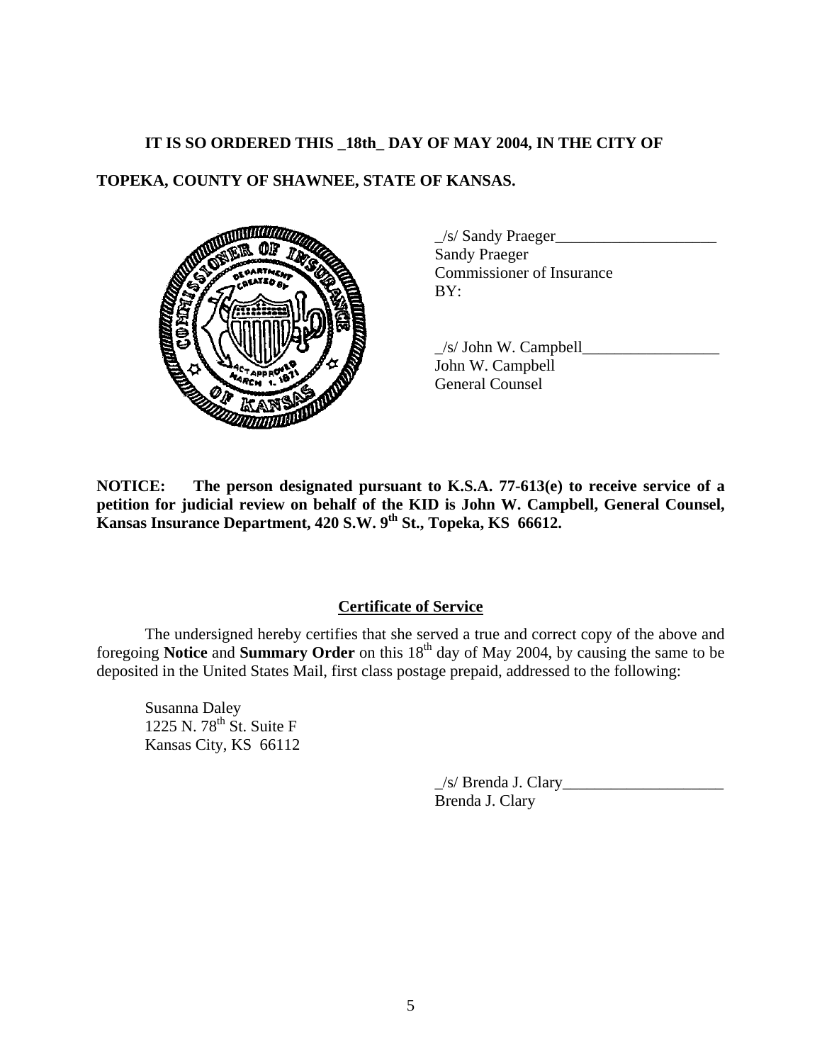**IT IS SO ORDERED THIS _18th_ DAY OF MAY 2004, IN THE CITY OF TOPEKA, COUNTY OF SHAWNEE, STATE OF KANSAS.**

_/s/ Sandy Praeger____________________
Sandy Praeger
Commissioner of Insurance
BY:

_/s/ John W. Campbell_________________
John W. Campbell
General Counsel

**NOTICE: The person designated pursuant to K.S.A. 77-613(e) to receive service of a petition for judicial review on behalf of the KID is John W. Campbell, General Counsel, Kansas Insurance Department, 420 S.W. 9th St., Topeka, KS 66612.**

## Certificate of Service

The undersigned hereby certifies that she served a true and correct copy of the above and foregoing **Notice** and **Summary Order** on this 18th day of May 2004, by causing the same to be deposited in the United States Mail, first class postage prepaid, addressed to the following:

Susanna Daley
1225 N. 78th St. Suite F
Kansas City, KS 66112

_/s/ Brenda J. Clary____________________
Brenda J. Clary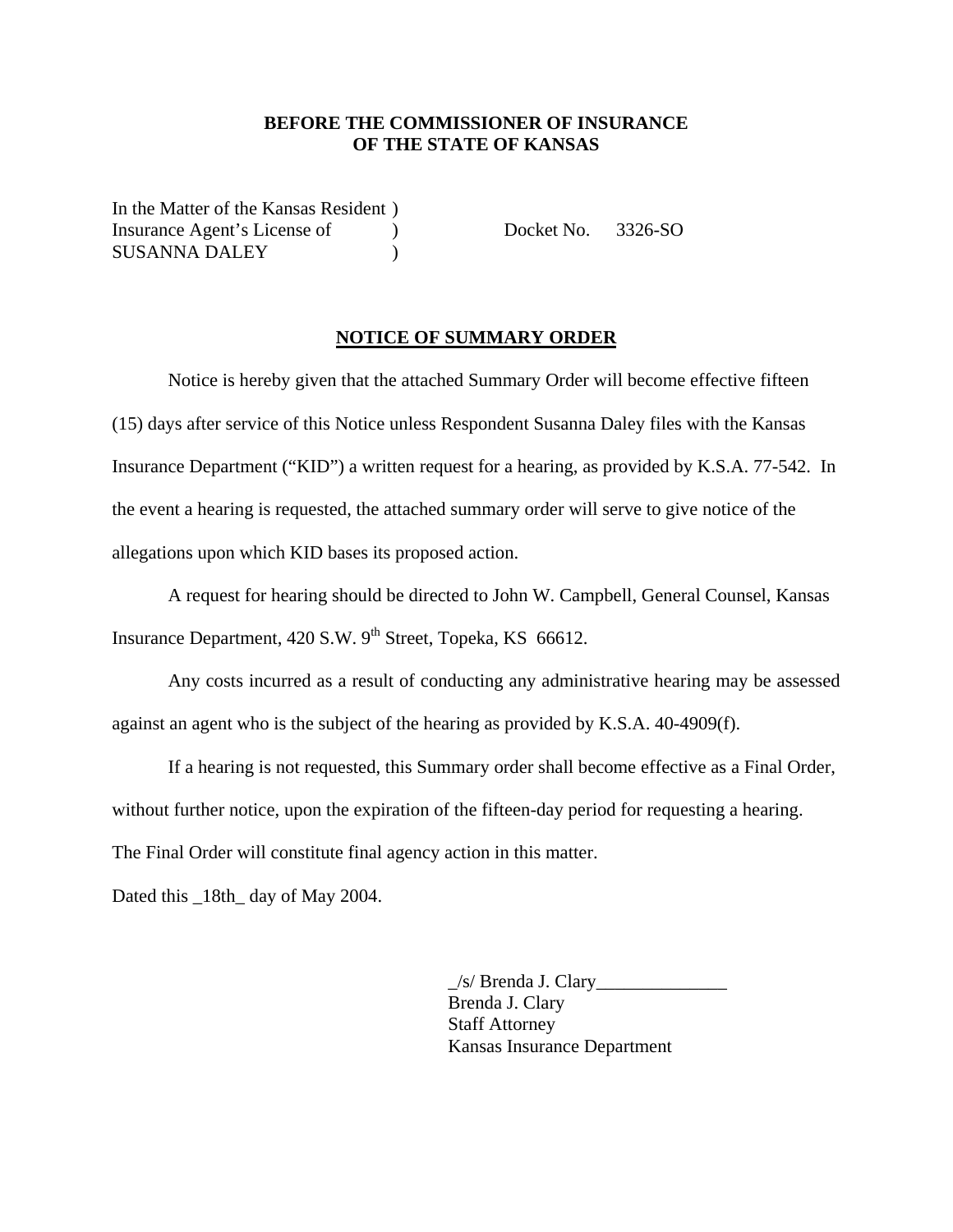**BEFORE THE COMMISSIONER OF INSURANCE**
**OF THE STATE OF KANSAS**

In the Matter of the Kansas Resident )
Insurance Agent's License of )                    Docket No. 3326-SO
SUSANNA DALEY )

## NOTICE OF SUMMARY ORDER

Notice is hereby given that the attached Summary Order will become effective fifteen (15) days after service of this Notice unless Respondent Susanna Daley files with the Kansas Insurance Department ("KID") a written request for a hearing, as provided by K.S.A. 77-542. In the event a hearing is requested, the attached summary order will serve to give notice of the allegations upon which KID bases its proposed action.

A request for hearing should be directed to John W. Campbell, General Counsel, Kansas Insurance Department, 420 S.W. 9th Street, Topeka, KS 66612.

Any costs incurred as a result of conducting any administrative hearing may be assessed against an agent who is the subject of the hearing as provided by K.S.A. 40-4909(f).

If a hearing is not requested, this Summary order shall become effective as a Final Order, without further notice, upon the expiration of the fifteen-day period for requesting a hearing. The Final Order will constitute final agency action in this matter.

Dated this _18th_ day of May 2004.

_/s/ Brenda J. Clary______________
Brenda J. Clary
Staff Attorney
Kansas Insurance Department